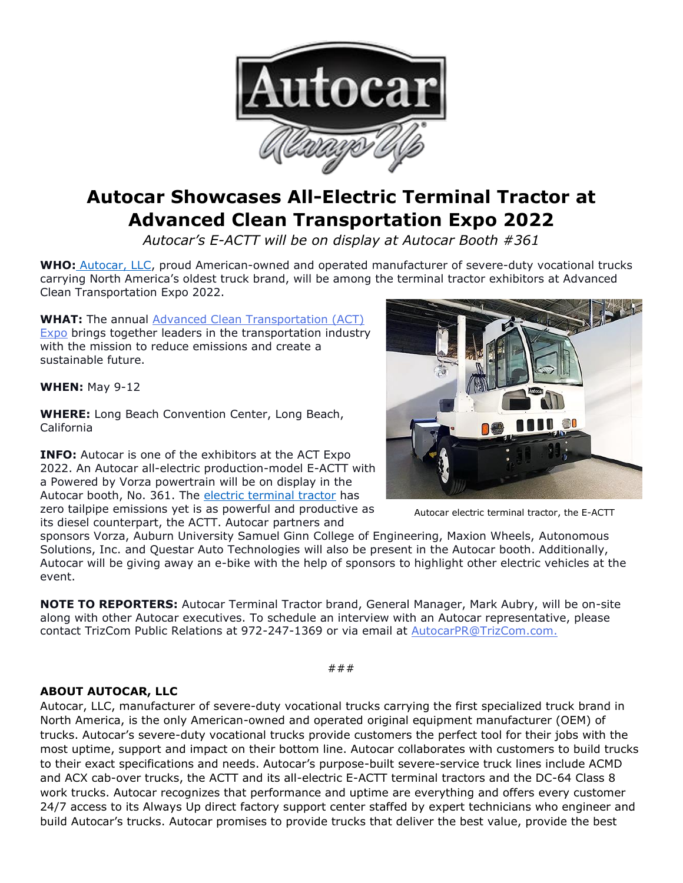# Autocar Showcases All-Electric Terminal Tractor at Advanced Clean Transportation Expo 2022

*Autocar's E-ACTT will be on display at Autocar Booth #361*

**WHO:** Autocar, LLC, proud American-owned and operated manufacturer of severe-duty vocational trucks carrying North America's oldest truck brand, will be among the terminal tractor exhibitors at Advanced Clean Transportation Expo 2022.

**WHAT:** The annual Advanced Clean Transportation (ACT) Expo brings together leaders in the transportation industry with the mission to reduce emissions and create a sustainable future.

**WHEN:** May 9-12

**WHERE:** Long Beach Convention Center, Long Beach, California

**INFO:** Autocar is one of the exhibitors at the ACT Expo 2022. An Autocar all-electric production-model E-ACTT with a Powered by Vorza powertrain will be on display in the Autocar booth, No. 361. The electric terminal tractor has zero tailpipe emissions yet is as powerful and productive as its diesel counterpart, the ACTT. Autocar partners and sponsors Vorza, Auburn University Samuel Ginn College of Engineering, Maxion Wheels, Autonomous Solutions, Inc. and Questar Auto Technologies will also be present in the Autocar booth. Additionally, Autocar will be giving away an e-bike with the help of sponsors to highlight other electric vehicles at the event.

Autocar electric terminal tractor, the E-ACTT

**NOTE TO REPORTERS:** Autocar Terminal Tractor brand, General Manager, Mark Aubry, will be on-site along with other Autocar executives. To schedule an interview with an Autocar representative, please contact TrizCom Public Relations at 972-247-1369 or via email at AutocarPR@TrizCom.com.

###

**ABOUT AUTOCAR, LLC**

Autocar, LLC, manufacturer of severe-duty vocational trucks carrying the first specialized truck brand in North America, is the only American-owned and operated original equipment manufacturer (OEM) of trucks. Autocar's severe-duty vocational trucks provide customers the perfect tool for their jobs with the most uptime, support and impact on their bottom line. Autocar collaborates with customers to build trucks to their exact specifications and needs. Autocar's purpose-built severe-service truck lines include ACMD and ACX cab-over trucks, the ACTT and its all-electric E-ACTT terminal tractors and the DC-64 Class 8 work trucks. Autocar recognizes that performance and uptime are everything and offers every customer 24/7 access to its Always Up direct factory support center staffed by expert technicians who engineer and build Autocar's trucks. Autocar promises to provide trucks that deliver the best value, provide the best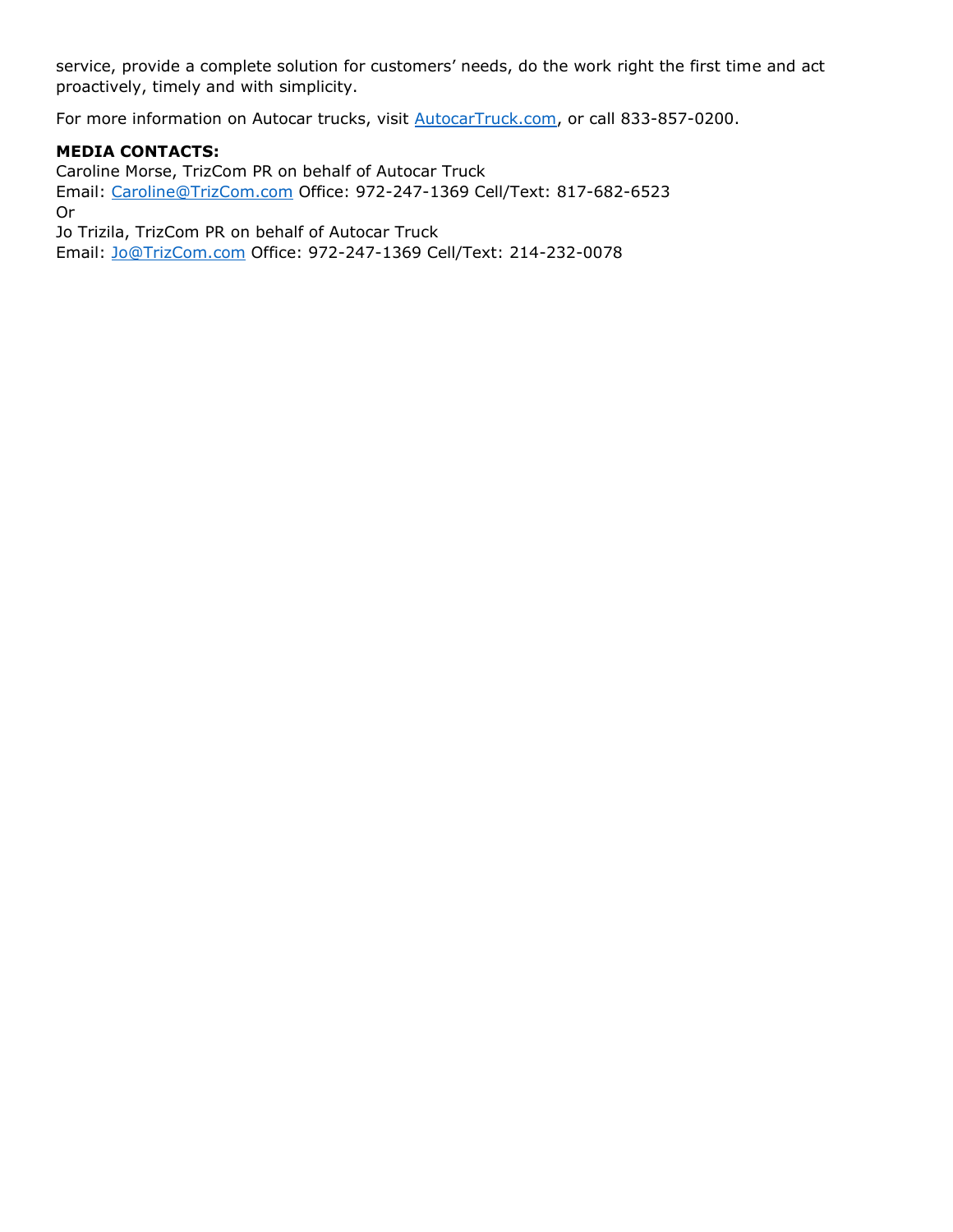service, provide a complete solution for customers' needs, do the work right the first time and act proactively, timely and with simplicity.

For more information on Autocar trucks, visit AutocarTruck.com, or call 833-857-0200.

**MEDIA CONTACTS:**
Caroline Morse, TrizCom PR on behalf of Autocar Truck
Email: Caroline@TrizCom.com Office: 972-247-1369 Cell/Text: 817-682-6523
Or
Jo Trizila, TrizCom PR on behalf of Autocar Truck
Email: Jo@TrizCom.com Office: 972-247-1369 Cell/Text: 214-232-0078